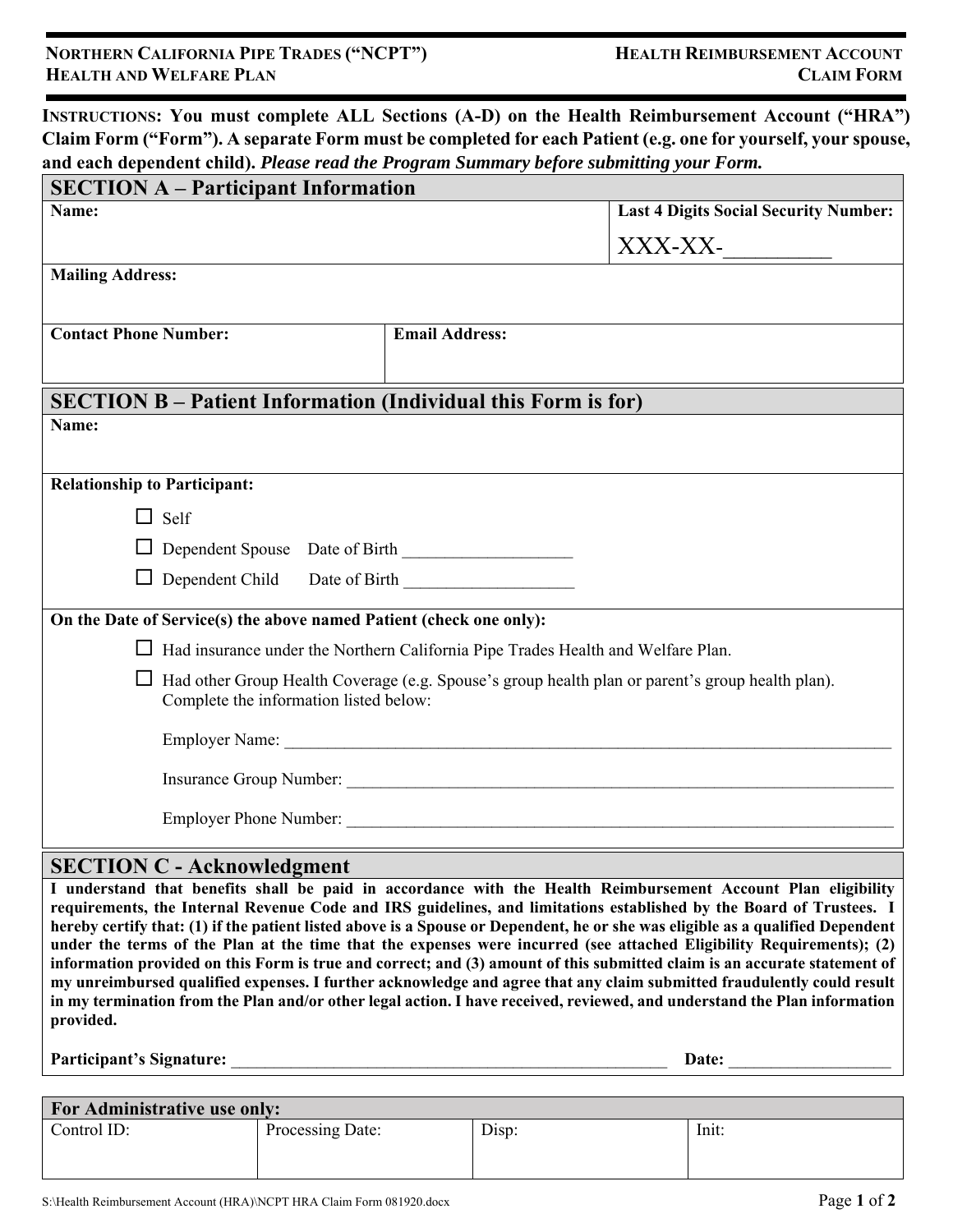**NORTHERN CALIFORNIA PIPE TRADES ("NCPT") HEALTH AND WELFARE PLAN**

**HEALTH REIMBURSEMENT ACCOUNT CLAIM FORM**

**INSTRUCTIONS: You must complete ALL Sections (A-D) on the Health Reimbursement Account ("HRA") Claim Form ("Form"). A separate Form must be completed for each Patient (e.g. one for yourself, your spouse, and each dependent child).** ***Please read the Program Summary before submitting your Form.***

## SECTION A – Participant Information

| **Name:** | **Last 4 Digits Social Security Number:** XXX-XX-_________ |
|---|---|
| **Mailing Address:** | |
| **Contact Phone Number:** | **Email Address:** |

## SECTION B – Patient Information (Individual this Form is for)

**Name:**

**Relationship to Participant:**

- ☐ Self
- ☐ Dependent Spouse Date of Birth ___________________
- ☐ Dependent Child Date of Birth ___________________

**On the Date of Service(s) the above named Patient (check one only):**

- ☐ Had insurance under the Northern California Pipe Trades Health and Welfare Plan.
- ☐ Had other Group Health Coverage (e.g. Spouse's group health plan or parent's group health plan). Complete the information listed below:

  Employer Name: ___________________________________________

  Insurance Group Number: ___________________________________________

  Employer Phone Number: ___________________________________________

## SECTION C - Acknowledgment

**I understand that benefits shall be paid in accordance with the Health Reimbursement Account Plan eligibility requirements, the Internal Revenue Code and IRS guidelines, and limitations established by the Board of Trustees. I hereby certify that: (1) if the patient listed above is a Spouse or Dependent, he or she was eligible as a qualified Dependent under the terms of the Plan at the time that the expenses were incurred (see attached Eligibility Requirements); (2) information provided on this Form is true and correct; and (3) amount of this submitted claim is an accurate statement of my unreimbursed qualified expenses. I further acknowledge and agree that any claim submitted fraudulently could result in my termination from the Plan and/or other legal action. I have received, reviewed, and understand the Plan information provided.**

**Participant's Signature:** ___________________________________________ **Date:** __________________

| **For Administrative use only:** | | | |
|---|---|---|---|
| Control ID: | Processing Date: | Disp: | Init: |

S:\Health Reimbursement Account (HRA)\NCPT HRA Claim Form 081920.docx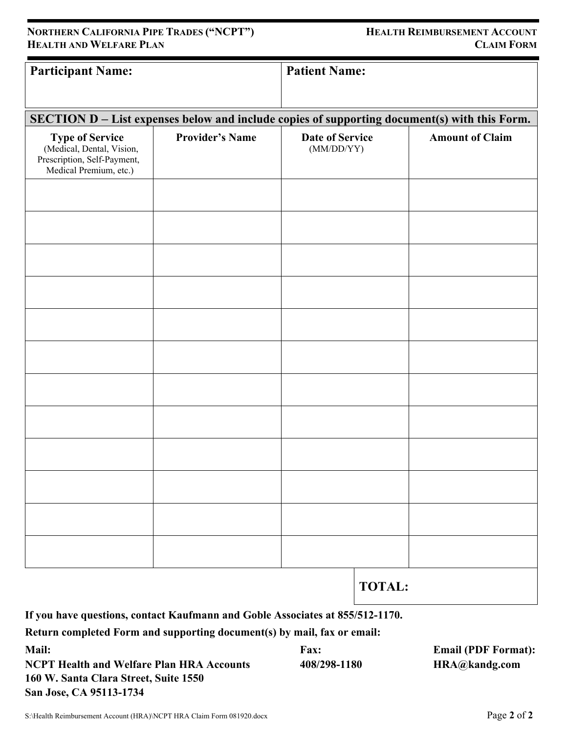| Participant Name: | Patient Name: |
|---|---|
| | |

**SECTION D – List expenses below and include copies of supporting document(s) with this Form.**

| Type of Service (Medical, Dental, Vision, Prescription, Self-Payment, Medical Premium, etc.) | Provider's Name | Date of Service (MM/DD/YY) | Amount of Claim |
|---|---|---|---|
| | | | |
| | | | |
| | | | |
| | | | |
| | | | |
| | | | |
| | | | |
| | | | |
| | | | |
| | | | |
| | | | |
| | | | |
| | | **TOTAL:** | |

**If you have questions, contact Kaufmann and Goble Associates at 855/512-1170.**

**Return completed Form and supporting document(s) by mail, fax or email:**

**Mail:**
**NCPT Health and Welfare Plan HRA Accounts**
**160 W. Santa Clara Street, Suite 1550**
**San Jose, CA 95113-1734**

**Fax:**
**408/298-1180**

**Email (PDF Format):**
**HRA@kandg.com**

S:\Health Reimbursement Account (HRA)\NCPT HRA Claim Form 081920.docx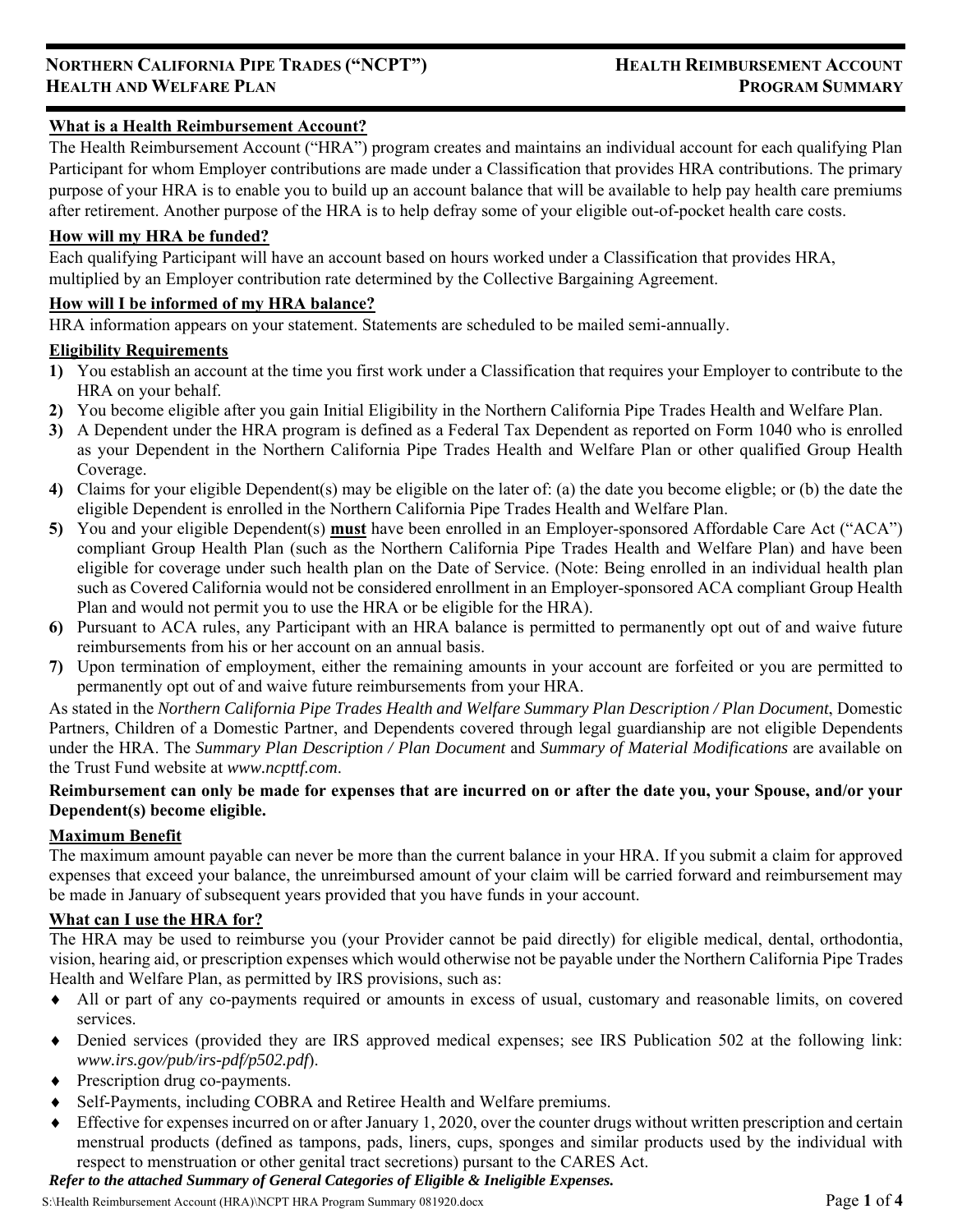# NORTHERN CALIFORNIA PIPE TRADES ("NCPT") HEALTH AND WELFARE PLAN

# HEALTH REIMBURSEMENT ACCOUNT PROGRAM SUMMARY

## What is a Health Reimbursement Account?

The Health Reimbursement Account ("HRA") program creates and maintains an individual account for each qualifying Plan Participant for whom Employer contributions are made under a Classification that provides HRA contributions. The primary purpose of your HRA is to enable you to build up an account balance that will be available to help pay health care premiums after retirement. Another purpose of the HRA is to help defray some of your eligible out-of-pocket health care costs.

## How will my HRA be funded?

Each qualifying Participant will have an account based on hours worked under a Classification that provides HRA, multiplied by an Employer contribution rate determined by the Collective Bargaining Agreement.

## How will I be informed of my HRA balance?

HRA information appears on your statement. Statements are scheduled to be mailed semi-annually.

## Eligibility Requirements

1) You establish an account at the time you first work under a Classification that requires your Employer to contribute to the HRA on your behalf.
2) You become eligible after you gain Initial Eligibility in the Northern California Pipe Trades Health and Welfare Plan.
3) A Dependent under the HRA program is defined as a Federal Tax Dependent as reported on Form 1040 who is enrolled as your Dependent in the Northern California Pipe Trades Health and Welfare Plan or other qualified Group Health Coverage.
4) Claims for your eligible Dependent(s) may be eligible on the later of: (a) the date you become eligble; or (b) the date the eligible Dependent is enrolled in the Northern California Pipe Trades Health and Welfare Plan.
5) You and your eligible Dependent(s) **must** have been enrolled in an Employer-sponsored Affordable Care Act ("ACA") compliant Group Health Plan (such as the Northern California Pipe Trades Health and Welfare Plan) and have been eligible for coverage under such health plan on the Date of Service. (Note: Being enrolled in an individual health plan such as Covered California would not be considered enrollment in an Employer-sponsored ACA compliant Group Health Plan and would not permit you to use the HRA or be eligible for the HRA).
6) Pursuant to ACA rules, any Participant with an HRA balance is permitted to permanently opt out of and waive future reimbursements from his or her account on an annual basis.
7) Upon termination of employment, either the remaining amounts in your account are forfeited or you are permitted to permanently opt out of and waive future reimbursements from your HRA.

As stated in the *Northern California Pipe Trades Health and Welfare Summary Plan Description / Plan Document*, Domestic Partners, Children of a Domestic Partner, and Dependents covered through legal guardianship are not eligible Dependents under the HRA. The *Summary Plan Description / Plan Document* and *Summary of Material Modifications* are available on the Trust Fund website at *www.ncpttf.com*.

**Reimbursement can only be made for expenses that are incurred on or after the date you, your Spouse, and/or your Dependent(s) become eligible.**

## Maximum Benefit

The maximum amount payable can never be more than the current balance in your HRA. If you submit a claim for approved expenses that exceed your balance, the unreimbursed amount of your claim will be carried forward and reimbursement may be made in January of subsequent years provided that you have funds in your account.

## What can I use the HRA for?

The HRA may be used to reimburse you (your Provider cannot be paid directly) for eligible medical, dental, orthodontia, vision, hearing aid, or prescription expenses which would otherwise not be payable under the Northern California Pipe Trades Health and Welfare Plan, as permitted by IRS provisions, such as:

- All or part of any co-payments required or amounts in excess of usual, customary and reasonable limits, on covered services.
- Denied services (provided they are IRS approved medical expenses; see IRS Publication 502 at the following link: *www.irs.gov/pub/irs-pdf/p502.pdf*).
- Prescription drug co-payments.
- Self-Payments, including COBRA and Retiree Health and Welfare premiums.
- Effective for expenses incurred on or after January 1, 2020, over the counter drugs without written prescription and certain menstrual products (defined as tampons, pads, liners, cups, sponges and similar products used by the individual with respect to menstruation or other genital tract secretions) pursant to the CARES Act.

***Refer to the attached Summary of General Categories of Eligible & Ineligible Expenses.***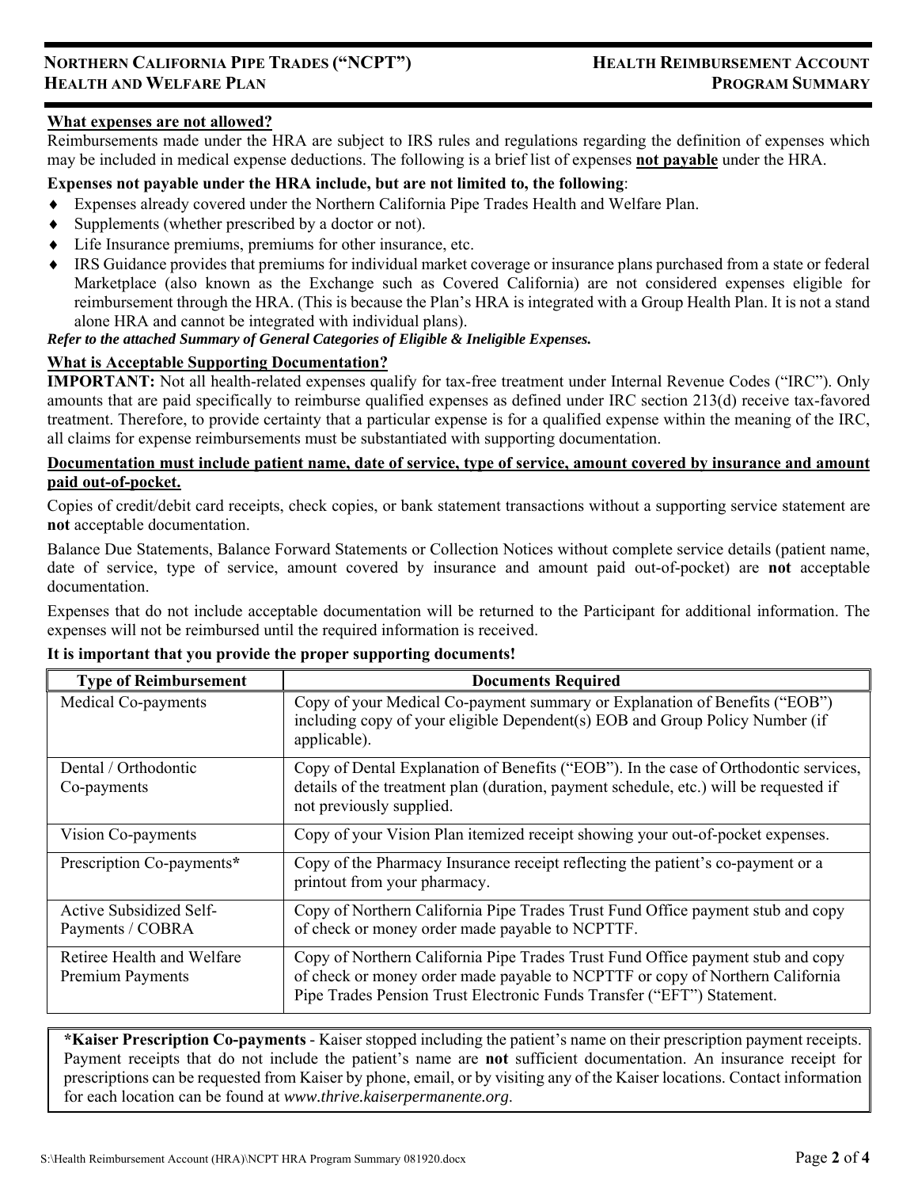### What expenses are not allowed?

Reimbursements made under the HRA are subject to IRS rules and regulations regarding the definition of expenses which may be included in medical expense deductions. The following is a brief list of expenses **not payable** under the HRA.

**Expenses not payable under the HRA include, but are not limited to, the following**:

- Expenses already covered under the Northern California Pipe Trades Health and Welfare Plan.
- Supplements (whether prescribed by a doctor or not).
- Life Insurance premiums, premiums for other insurance, etc.
- IRS Guidance provides that premiums for individual market coverage or insurance plans purchased from a state or federal Marketplace (also known as the Exchange such as Covered California) are not considered expenses eligible for reimbursement through the HRA. (This is because the Plan's HRA is integrated with a Group Health Plan. It is not a stand alone HRA and cannot be integrated with individual plans).

***Refer to the attached Summary of General Categories of Eligible & Ineligible Expenses.***

### What is Acceptable Supporting Documentation?

**IMPORTANT:** Not all health-related expenses qualify for tax-free treatment under Internal Revenue Codes ("IRC"). Only amounts that are paid specifically to reimburse qualified expenses as defined under IRC section 213(d) receive tax-favored treatment. Therefore, to provide certainty that a particular expense is for a qualified expense within the meaning of the IRC, all claims for expense reimbursements must be substantiated with supporting documentation.

**Documentation must include patient name, date of service, type of service, amount covered by insurance and amount paid out-of-pocket.**

Copies of credit/debit card receipts, check copies, or bank statement transactions without a supporting service statement are **not** acceptable documentation.

Balance Due Statements, Balance Forward Statements or Collection Notices without complete service details (patient name, date of service, type of service, amount covered by insurance and amount paid out-of-pocket) are **not** acceptable documentation.

Expenses that do not include acceptable documentation will be returned to the Participant for additional information. The expenses will not be reimbursed until the required information is received.

**It is important that you provide the proper supporting documents!**

| Type of Reimbursement | Documents Required |
|---|---|
| Medical Co-payments | Copy of your Medical Co-payment summary or Explanation of Benefits ("EOB") including copy of your eligible Dependent(s) EOB and Group Policy Number (if applicable). |
| Dental / Orthodontic Co-payments | Copy of Dental Explanation of Benefits ("EOB"). In the case of Orthodontic services, details of the treatment plan (duration, payment schedule, etc.) will be requested if not previously supplied. |
| Vision Co-payments | Copy of your Vision Plan itemized receipt showing your out-of-pocket expenses. |
| Prescription Co-payments**\*** | Copy of the Pharmacy Insurance receipt reflecting the patient's co-payment or a printout from your pharmacy. |
| Active Subsidized Self-Payments / COBRA | Copy of Northern California Pipe Trades Trust Fund Office payment stub and copy of check or money order made payable to NCPTTF. |
| Retiree Health and Welfare Premium Payments | Copy of Northern California Pipe Trades Trust Fund Office payment stub and copy of check or money order made payable to NCPTTF or copy of Northern California Pipe Trades Pension Trust Electronic Funds Transfer ("EFT") Statement. |

**\*Kaiser Prescription Co-payments** - Kaiser stopped including the patient's name on their prescription payment receipts. Payment receipts that do not include the patient's name are **not** sufficient documentation. An insurance receipt for prescriptions can be requested from Kaiser by phone, email, or by visiting any of the Kaiser locations. Contact information for each location can be found at *www.thrive.kaiserpermanente.org*.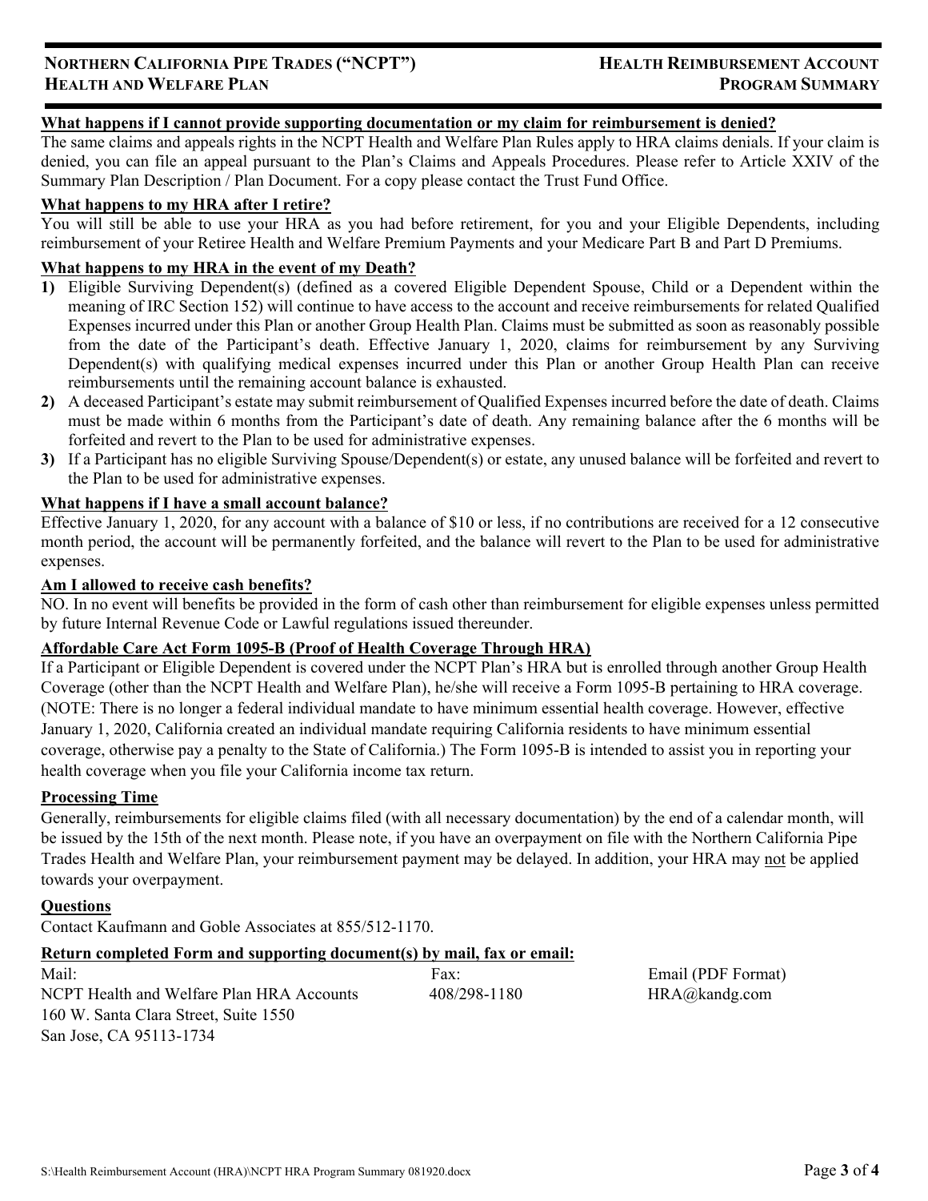**What happens if I cannot provide supporting documentation or my claim for reimbursement is denied?**

The same claims and appeals rights in the NCPT Health and Welfare Plan Rules apply to HRA claims denials. If your claim is denied, you can file an appeal pursuant to the Plan's Claims and Appeals Procedures. Please refer to Article XXIV of the Summary Plan Description / Plan Document. For a copy please contact the Trust Fund Office.

**What happens to my HRA after I retire?**

You will still be able to use your HRA as you had before retirement, for you and your Eligible Dependents, including reimbursement of your Retiree Health and Welfare Premium Payments and your Medicare Part B and Part D Premiums.

**What happens to my HRA in the event of my Death?**

1) Eligible Surviving Dependent(s) (defined as a covered Eligible Dependent Spouse, Child or a Dependent within the meaning of IRC Section 152) will continue to have access to the account and receive reimbursements for related Qualified Expenses incurred under this Plan or another Group Health Plan. Claims must be submitted as soon as reasonably possible from the date of the Participant's death. Effective January 1, 2020, claims for reimbursement by any Surviving Dependent(s) with qualifying medical expenses incurred under this Plan or another Group Health Plan can receive reimbursements until the remaining account balance is exhausted.
2) A deceased Participant's estate may submit reimbursement of Qualified Expenses incurred before the date of death. Claims must be made within 6 months from the Participant's date of death. Any remaining balance after the 6 months will be forfeited and revert to the Plan to be used for administrative expenses.
3) If a Participant has no eligible Surviving Spouse/Dependent(s) or estate, any unused balance will be forfeited and revert to the Plan to be used for administrative expenses.

**What happens if I have a small account balance?**

Effective January 1, 2020, for any account with a balance of $10 or less, if no contributions are received for a 12 consecutive month period, the account will be permanently forfeited, and the balance will revert to the Plan to be used for administrative expenses.

**Am I allowed to receive cash benefits?**

NO. In no event will benefits be provided in the form of cash other than reimbursement for eligible expenses unless permitted by future Internal Revenue Code or Lawful regulations issued thereunder.

**Affordable Care Act Form 1095-B (Proof of Health Coverage Through HRA)**

If a Participant or Eligible Dependent is covered under the NCPT Plan's HRA but is enrolled through another Group Health Coverage (other than the NCPT Health and Welfare Plan), he/she will receive a Form 1095-B pertaining to HRA coverage. (NOTE: There is no longer a federal individual mandate to have minimum essential health coverage. However, effective January 1, 2020, California created an individual mandate requiring California residents to have minimum essential coverage, otherwise pay a penalty to the State of California.) The Form 1095-B is intended to assist you in reporting your health coverage when you file your California income tax return.

**Processing Time**

Generally, reimbursements for eligible claims filed (with all necessary documentation) by the end of a calendar month, will be issued by the 15th of the next month. Please note, if you have an overpayment on file with the Northern California Pipe Trades Health and Welfare Plan, your reimbursement payment may be delayed. In addition, your HRA may not be applied towards your overpayment.

**Questions**

Contact Kaufmann and Goble Associates at 855/512-1170.

**Return completed Form and supporting document(s) by mail, fax or email:**

| Mail: | Fax: | Email (PDF Format) |
|---|---|---|
| NCPT Health and Welfare Plan HRA Accounts<br>160 W. Santa Clara Street, Suite 1550<br>San Jose, CA 95113-1734 | 408/298-1180 | HRA@kandg.com |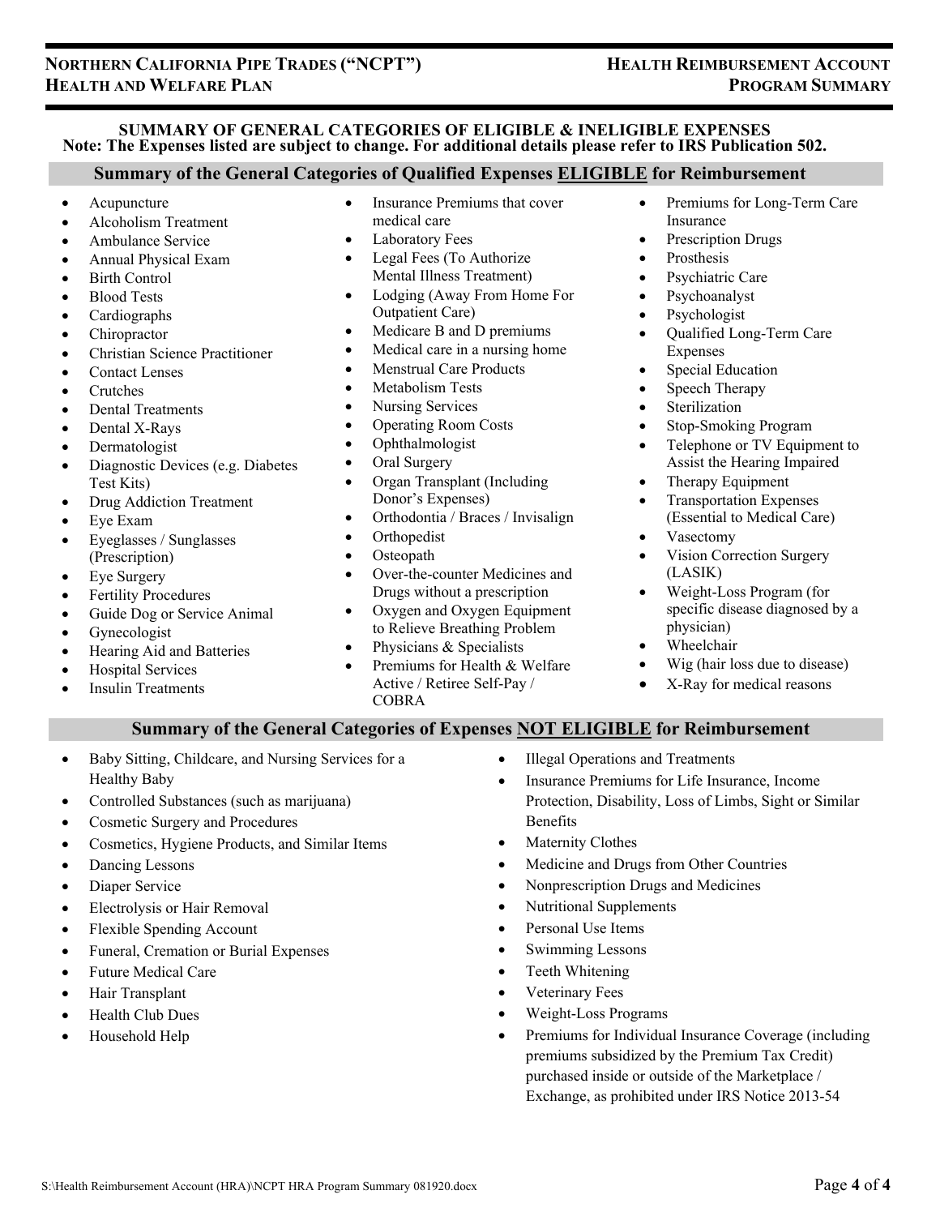## SUMMARY OF GENERAL CATEGORIES OF ELIGIBLE & INELIGIBLE EXPENSES

**Note: The Expenses listed are subject to change. For additional details please refer to IRS Publication 502.**

### Summary of the General Categories of Qualified Expenses ELIGIBLE for Reimbursement

- Acupuncture
- Alcoholism Treatment
- Ambulance Service
- Annual Physical Exam
- Birth Control
- Blood Tests
- Cardiographs
- Chiropractor
- Christian Science Practitioner
- Contact Lenses
- Crutches
- Dental Treatments
- Dental X-Rays
- Dermatologist
- Diagnostic Devices (e.g. Diabetes Test Kits)
- Drug Addiction Treatment
- Eye Exam
- Eyeglasses / Sunglasses (Prescription)
- Eye Surgery
- Fertility Procedures
- Guide Dog or Service Animal
- Gynecologist
- Hearing Aid and Batteries
- Hospital Services
- Insulin Treatments
- Insurance Premiums that cover medical care
- Laboratory Fees
- Legal Fees (To Authorize Mental Illness Treatment)
- Lodging (Away From Home For Outpatient Care)
- Medicare B and D premiums
- Medical care in a nursing home
- Menstrual Care Products
- Metabolism Tests
- Nursing Services
- Operating Room Costs
- Ophthalmologist
- Oral Surgery
- Organ Transplant (Including Donor's Expenses)
- Orthodontia / Braces / Invisalign
- Orthopedist
- Osteopath
- Over-the-counter Medicines and Drugs without a prescription
- Oxygen and Oxygen Equipment to Relieve Breathing Problem
- Physicians & Specialists
- Premiums for Health & Welfare Active / Retiree Self-Pay / COBRA
- Premiums for Long-Term Care Insurance
- Prescription Drugs
- Prosthesis
- Psychiatric Care
- Psychoanalyst
- Psychologist
- Qualified Long-Term Care Expenses
- Special Education
- Speech Therapy
- Sterilization
- Stop-Smoking Program
- Telephone or TV Equipment to Assist the Hearing Impaired
- Therapy Equipment
- Transportation Expenses (Essential to Medical Care)
- Vasectomy
- Vision Correction Surgery (LASIK)
- Weight-Loss Program (for specific disease diagnosed by a physician)
- Wheelchair
- Wig (hair loss due to disease)
- X-Ray for medical reasons

### Summary of the General Categories of Expenses NOT ELIGIBLE for Reimbursement

- Baby Sitting, Childcare, and Nursing Services for a Healthy Baby
- Controlled Substances (such as marijuana)
- Cosmetic Surgery and Procedures
- Cosmetics, Hygiene Products, and Similar Items
- Dancing Lessons
- Diaper Service
- Electrolysis or Hair Removal
- Flexible Spending Account
- Funeral, Cremation or Burial Expenses
- Future Medical Care
- Hair Transplant
- Health Club Dues
- Household Help
- Illegal Operations and Treatments
- Insurance Premiums for Life Insurance, Income Protection, Disability, Loss of Limbs, Sight or Similar Benefits
- Maternity Clothes
- Medicine and Drugs from Other Countries
- Nonprescription Drugs and Medicines
- Nutritional Supplements
- Personal Use Items
- Swimming Lessons
- Teeth Whitening
- Veterinary Fees
- Weight-Loss Programs
- Premiums for Individual Insurance Coverage (including premiums subsidized by the Premium Tax Credit) purchased inside or outside of the Marketplace / Exchange, as prohibited under IRS Notice 2013-54